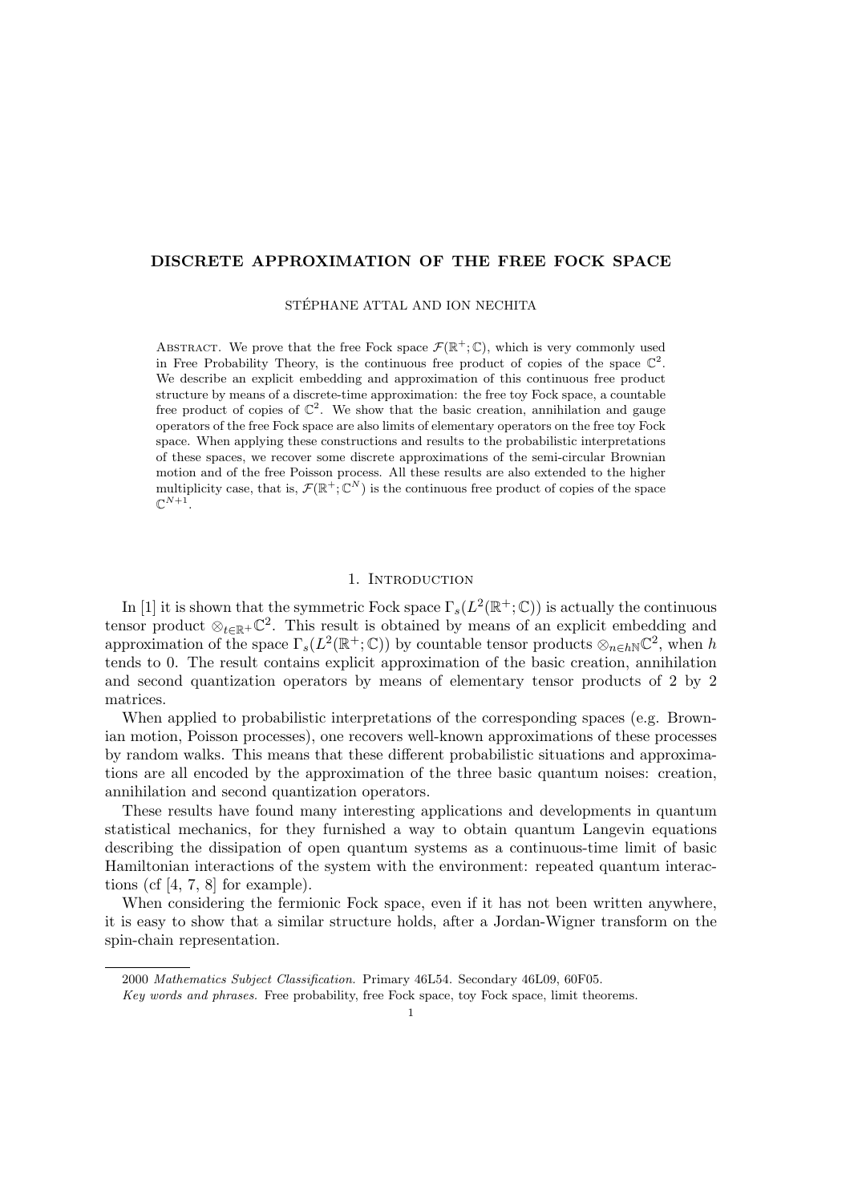# DISCRETE APPROXIMATION OF THE FREE FOCK SPACE

STÉPHANE ATTAL AND ION NECHITA

ABSTRACT. We prove that the free Fock space $\mathcal{F}(\mathbb{R}^+;\mathbb{C})$, which is very commonly used in Free Probability Theory, is the continuous free product of copies of the space $\mathbb{C}^2$. We describe an explicit embedding and approximation of this continuous free product structure by means of a discrete-time approximation: the free toy Fock space, a countable free product of copies of $\mathbb{C}^2$. We show that the basic creation, annihilation and gauge operators of the free Fock space are also limits of elementary operators on the free toy Fock space. When applying these constructions and results to the probabilistic interpretations of these spaces, we recover some discrete approximations of the semi-circular Brownian motion and of the free Poisson process. All these results are also extended to the higher multiplicity case, that is, $\mathcal{F}(\mathbb{R}^+;\mathbb{C}^N)$ is the continuous free product of copies of the space $\mathbb{C}^{N+1}$.

## 1. Introduction

In [1] it is shown that the symmetric Fock space $\Gamma_s(L^2(\mathbb{R}^+;\mathbb{C}))$ is actually the continuous tensor product $\otimes_{t\in\mathbb{R}^+}\mathbb{C}^2$. This result is obtained by means of an explicit embedding and approximation of the space $\Gamma_s(L^2(\mathbb{R}^+;\mathbb{C}))$ by countable tensor products $\otimes_{n\in h\mathbb{N}}\mathbb{C}^2$, when $h$ tends to 0. The result contains explicit approximation of the basic creation, annihilation and second quantization operators by means of elementary tensor products of 2 by 2 matrices.

When applied to probabilistic interpretations of the corresponding spaces (e.g. Brownian motion, Poisson processes), one recovers well-known approximations of these processes by random walks. This means that these different probabilistic situations and approximations are all encoded by the approximation of the three basic quantum noises: creation, annihilation and second quantization operators.

These results have found many interesting applications and developments in quantum statistical mechanics, for they furnished a way to obtain quantum Langevin equations describing the dissipation of open quantum systems as a continuous-time limit of basic Hamiltonian interactions of the system with the environment: repeated quantum interactions (cf [4, 7, 8] for example).

When considering the fermionic Fock space, even if it has not been written anywhere, it is easy to show that a similar structure holds, after a Jordan-Wigner transform on the spin-chain representation.

---

2000 *Mathematics Subject Classification.* Primary 46L54. Secondary 46L09, 60F05.

*Key words and phrases.* Free probability, free Fock space, toy Fock space, limit theorems.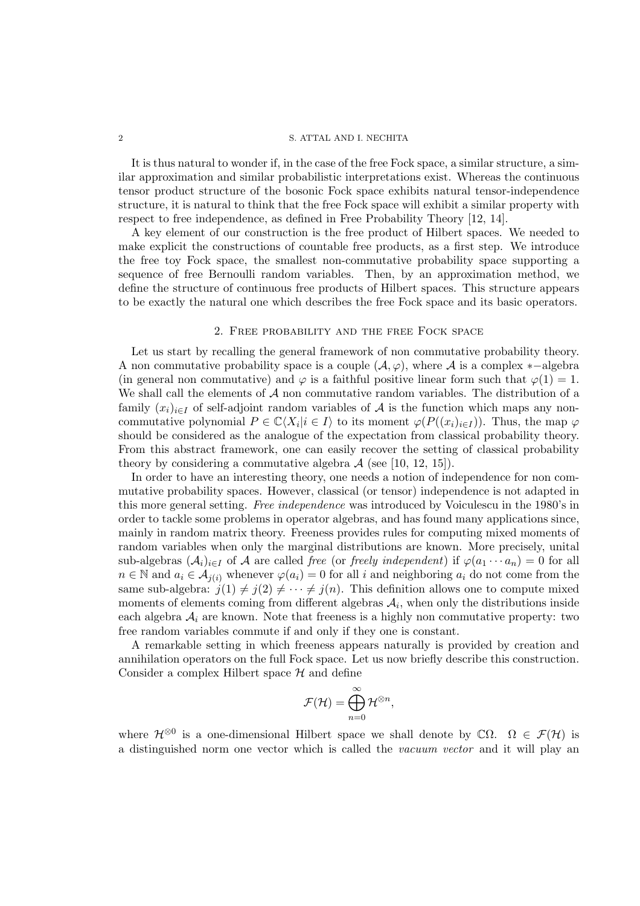It is thus natural to wonder if, in the case of the free Fock space, a similar structure, a similar approximation and similar probabilistic interpretations exist. Whereas the continuous tensor product structure of the bosonic Fock space exhibits natural tensor-independence structure, it is natural to think that the free Fock space will exhibit a similar property with respect to free independence, as defined in Free Probability Theory [12, 14].

A key element of our construction is the free product of Hilbert spaces. We needed to make explicit the constructions of countable free products, as a first step. We introduce the free toy Fock space, the smallest non-commutative probability space supporting a sequence of free Bernoulli random variables. Then, by an approximation method, we define the structure of continuous free products of Hilbert spaces. This structure appears to be exactly the natural one which describes the free Fock space and its basic operators.

## 2. Free probability and the free Fock space

Let us start by recalling the general framework of non commutative probability theory. A non commutative probability space is a couple $(\mathcal{A}, \varphi)$, where $\mathcal{A}$ is a complex $*-$algebra (in general non commutative) and $\varphi$ is a faithful positive linear form such that $\varphi(1) = 1$. We shall call the elements of $\mathcal{A}$ non commutative random variables. The distribution of a family $(x_i)_{i \in I}$ of self-adjoint random variables of $\mathcal{A}$ is the function which maps any non-commutative polynomial $P \in \mathbb{C}\langle X_i | i \in I \rangle$ to its moment $\varphi(P((x_i)_{i \in I}))$. Thus, the map $\varphi$ should be considered as the analogue of the expectation from classical probability theory. From this abstract framework, one can easily recover the setting of classical probability theory by considering a commutative algebra $\mathcal{A}$ (see [10, 12, 15]).

In order to have an interesting theory, one needs a notion of independence for non commutative probability spaces. However, classical (or tensor) independence is not adapted in this more general setting. *Free independence* was introduced by Voiculescu in the 1980's in order to tackle some problems in operator algebras, and has found many applications since, mainly in random matrix theory. Freeness provides rules for computing mixed moments of random variables when only the marginal distributions are known. More precisely, unital sub-algebras $(\mathcal{A}_i)_{i \in I}$ of $\mathcal{A}$ are called *free* (or *freely independent*) if $\varphi(a_1 \cdots a_n) = 0$ for all $n \in \mathbb{N}$ and $a_i \in \mathcal{A}_{j(i)}$ whenever $\varphi(a_i) = 0$ for all $i$ and neighboring $a_i$ do not come from the same sub-algebra: $j(1) \neq j(2) \neq \cdots \neq j(n)$. This definition allows one to compute mixed moments of elements coming from different algebras $\mathcal{A}_i$, when only the distributions inside each algebra $\mathcal{A}_i$ are known. Note that freeness is a highly non commutative property: two free random variables commute if and only if they one is constant.

A remarkable setting in which freeness appears naturally is provided by creation and annihilation operators on the full Fock space. Let us now briefly describe this construction. Consider a complex Hilbert space $\mathcal{H}$ and define

$$\mathcal{F}(\mathcal{H}) = \bigoplus_{n=0}^{\infty} \mathcal{H}^{\otimes n},$$

where $\mathcal{H}^{\otimes 0}$ is a one-dimensional Hilbert space we shall denote by $\mathbb{C}\Omega$. $\Omega \in \mathcal{F}(\mathcal{H})$ is a distinguished norm one vector which is called the *vacuum vector* and it will play an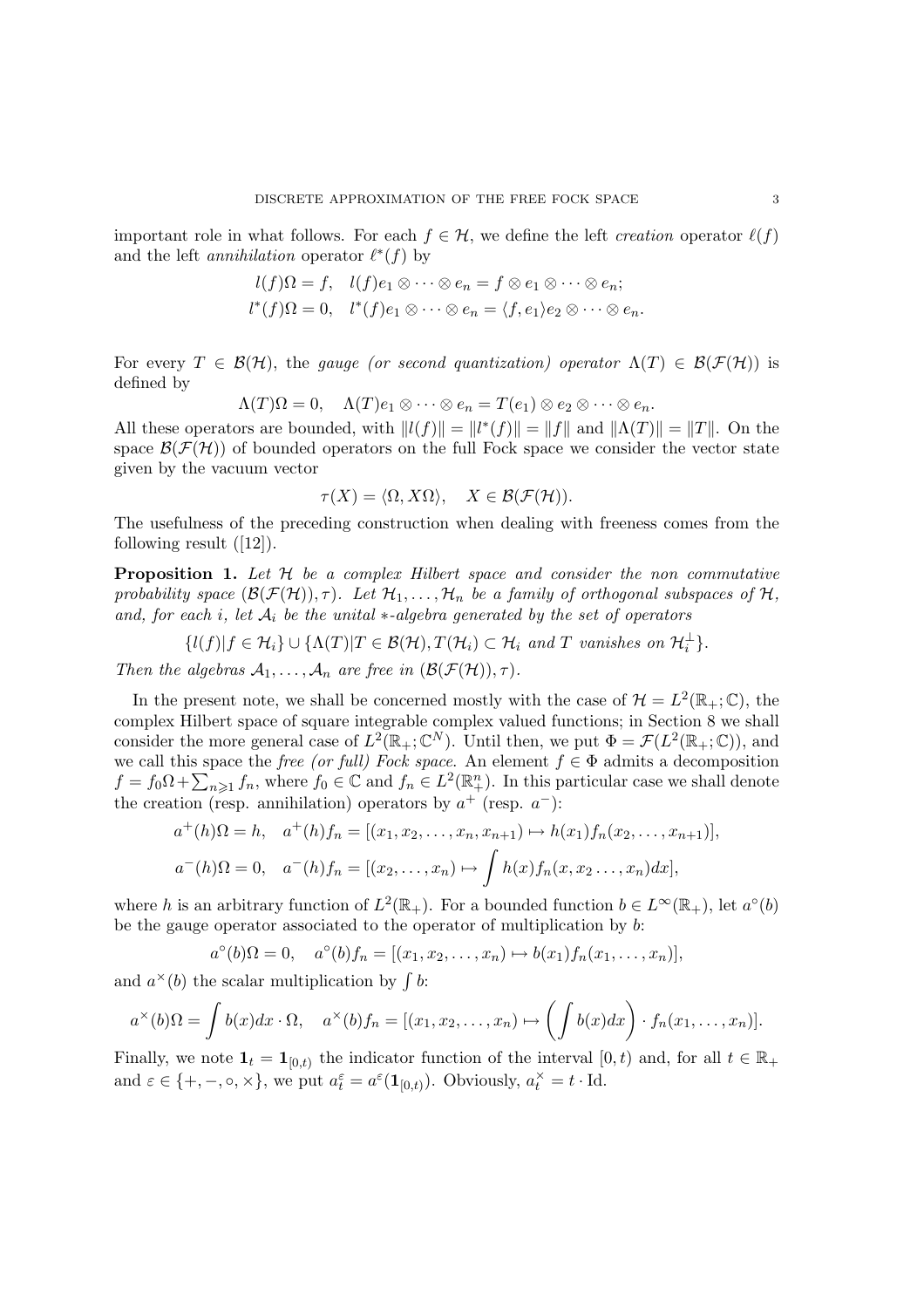important role in what follows. For each $f \in \mathcal{H}$, we define the left *creation* operator $\ell(f)$ and the left *annihilation* operator $\ell^*(f)$ by

$$l(f)\Omega = f, \quad l(f)e_1 \otimes \cdots \otimes e_n = f \otimes e_1 \otimes \cdots \otimes e_n;$$
$$l^*(f)\Omega = 0, \quad l^*(f)e_1 \otimes \cdots \otimes e_n = \langle f, e_1 \rangle e_2 \otimes \cdots \otimes e_n.$$

For every $T \in \mathcal{B}(\mathcal{H})$, the *gauge (or second quantization) operator* $\Lambda(T) \in \mathcal{B}(\mathcal{F}(\mathcal{H}))$ is defined by

$$\Lambda(T)\Omega = 0, \quad \Lambda(T)e_1 \otimes \cdots \otimes e_n = T(e_1) \otimes e_2 \otimes \cdots \otimes e_n.$$

All these operators are bounded, with $\|l(f)\| = \|l^*(f)\| = \|f\|$ and $\|\Lambda(T)\| = \|T\|$. On the space $\mathcal{B}(\mathcal{F}(\mathcal{H}))$ of bounded operators on the full Fock space we consider the vector state given by the vacuum vector

$$\tau(X) = \langle \Omega, X\Omega \rangle, \quad X \in \mathcal{B}(\mathcal{F}(\mathcal{H})).$$

The usefulness of the preceding construction when dealing with freeness comes from the following result ([12]).

**Proposition 1.** *Let $\mathcal{H}$ be a complex Hilbert space and consider the non commutative probability space $(\mathcal{B}(\mathcal{F}(\mathcal{H})), \tau)$. Let $\mathcal{H}_1, \ldots, \mathcal{H}_n$ be a family of orthogonal subspaces of $\mathcal{H}$, and, for each $i$, let $\mathcal{A}_i$ be the unital $*$-algebra generated by the set of operators*

$$\{l(f) | f \in \mathcal{H}_i\} \cup \{\Lambda(T) | T \in \mathcal{B}(\mathcal{H}), T(\mathcal{H}_i) \subset \mathcal{H}_i \text{ and } T \text{ vanishes on } \mathcal{H}_i^\perp\}.$$

*Then the algebras $\mathcal{A}_1, \ldots, \mathcal{A}_n$ are free in $(\mathcal{B}(\mathcal{F}(\mathcal{H})), \tau)$.*

In the present note, we shall be concerned mostly with the case of $\mathcal{H} = L^2(\mathbb{R}_+; \mathbb{C})$, the complex Hilbert space of square integrable complex valued functions; in Section 8 we shall consider the more general case of $L^2(\mathbb{R}_+; \mathbb{C}^N)$. Until then, we put $\Phi = \mathcal{F}(L^2(\mathbb{R}_+; \mathbb{C}))$, and we call this space the *free (or full) Fock space*. An element $f \in \Phi$ admits a decomposition $f = f_0\Omega + \sum_{n \geqslant 1} f_n$, where $f_0 \in \mathbb{C}$ and $f_n \in L^2(\mathbb{R}_+^n)$. In this particular case we shall denote the creation (resp. annihilation) operators by $a^+$ (resp. $a^-$):

$$a^+(h)\Omega = h, \quad a^+(h)f_n = [(x_1, x_2, \ldots, x_n, x_{n+1}) \mapsto h(x_1)f_n(x_2, \ldots, x_{n+1})],$$

$$a^-(h)\Omega = 0, \quad a^-(h)f_n = [(x_2, \ldots, x_n) \mapsto \int h(x)f_n(x, x_2 \ldots, x_n)dx],$$

where $h$ is an arbitrary function of $L^2(\mathbb{R}_+)$. For a bounded function $b \in L^\infty(\mathbb{R}_+)$, let $a^\circ(b)$ be the gauge operator associated to the operator of multiplication by $b$:

$$a^\circ(b)\Omega = 0, \quad a^\circ(b)f_n = [(x_1, x_2, \ldots, x_n) \mapsto b(x_1)f_n(x_1, \ldots, x_n)],$$

and $a^\times(b)$ the scalar multiplication by $\int b$:

$$a^\times(b)\Omega = \int b(x)dx \cdot \Omega, \quad a^\times(b)f_n = [(x_1, x_2, \ldots, x_n) \mapsto \left(\int b(x)dx\right) \cdot f_n(x_1, \ldots, x_n)].$$

Finally, we note $\mathbf{1}_t = \mathbf{1}_{[0,t)}$ the indicator function of the interval $[0, t)$ and, for all $t \in \mathbb{R}_+$ and $\varepsilon \in \{+, -, \circ, \times\}$, we put $a_t^\varepsilon = a^\varepsilon(\mathbf{1}_{[0,t)})$. Obviously, $a_t^\times = t \cdot \mathrm{Id}$.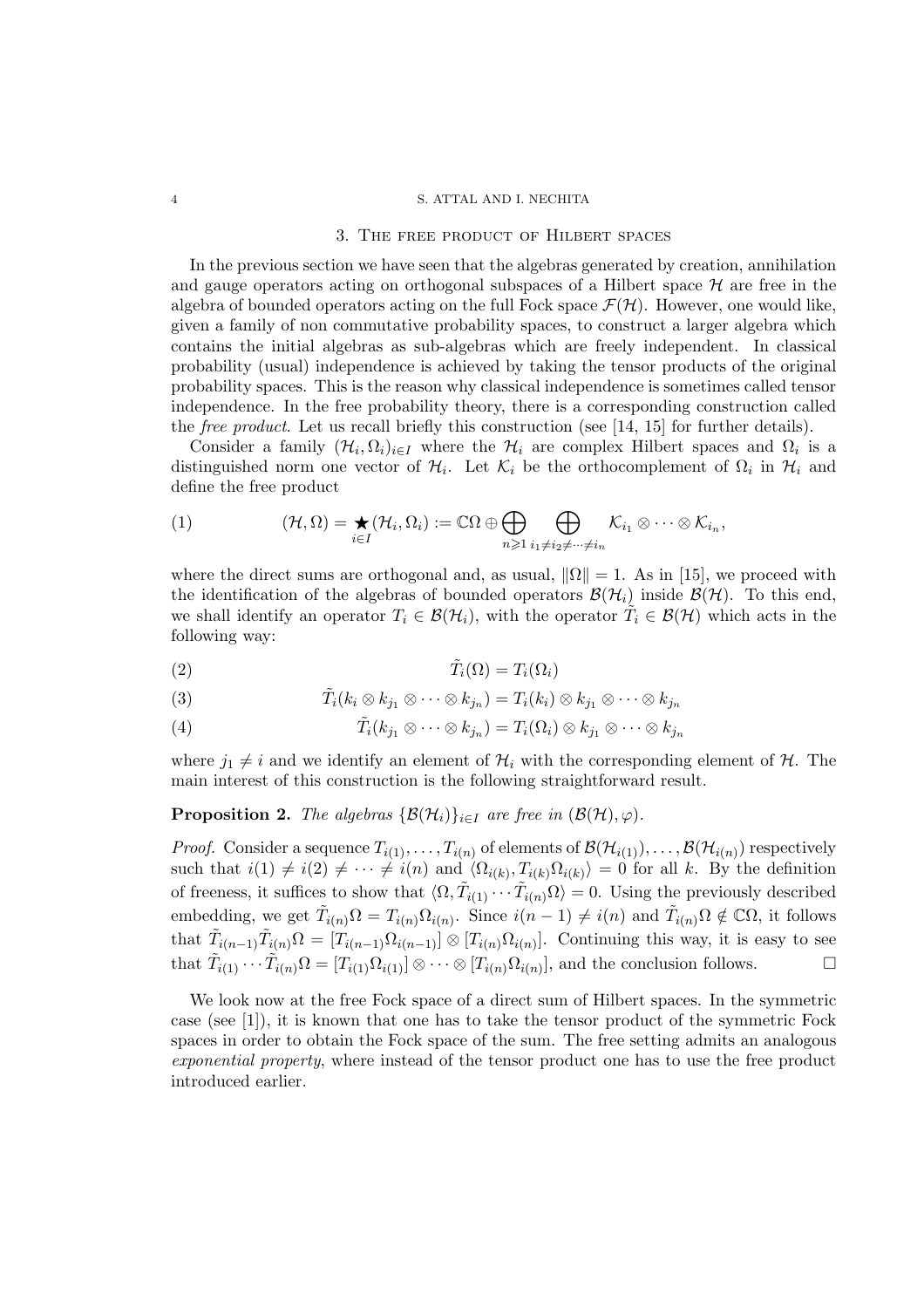## 3. The free product of Hilbert spaces

In the previous section we have seen that the algebras generated by creation, annihilation and gauge operators acting on orthogonal subspaces of a Hilbert space $\mathcal{H}$ are free in the algebra of bounded operators acting on the full Fock space $\mathcal{F}(\mathcal{H})$. However, one would like, given a family of non commutative probability spaces, to construct a larger algebra which contains the initial algebras as sub-algebras which are freely independent. In classical probability (usual) independence is achieved by taking the tensor products of the original probability spaces. This is the reason why classical independence is sometimes called tensor independence. In the free probability theory, there is a corresponding construction called the *free product*. Let us recall briefly this construction (see [14, 15] for further details).

Consider a family $(\mathcal{H}_i, \Omega_i)_{i\in I}$ where the $\mathcal{H}_i$ are complex Hilbert spaces and $\Omega_i$ is a distinguished norm one vector of $\mathcal{H}_i$. Let $\mathcal{K}_i$ be the orthocomplement of $\Omega_i$ in $\mathcal{H}_i$ and define the free product

$$(\mathcal{H}, \Omega) = \mathop{\bigstar}_{i\in I}(\mathcal{H}_i, \Omega_i) := \mathbb{C}\Omega \oplus \bigoplus_{n\geqslant 1} \bigoplus_{i_1\neq i_2 \neq \cdots \neq i_n} \mathcal{K}_{i_1} \otimes \cdots \otimes \mathcal{K}_{i_n}, \tag{1}$$

where the direct sums are orthogonal and, as usual, $\|\Omega\| = 1$. As in [15], we proceed with the identification of the algebras of bounded operators $\mathcal{B}(\mathcal{H}_i)$ inside $\mathcal{B}(\mathcal{H})$. To this end, we shall identify an operator $T_i \in \mathcal{B}(\mathcal{H}_i)$, with the operator $\tilde{T}_i \in \mathcal{B}(\mathcal{H})$ which acts in the following way:

$$\tilde{T}_i(\Omega) = T_i(\Omega_i) \tag{2}$$

$$\tilde{T}_i(k_i \otimes k_{j_1} \otimes \cdots \otimes k_{j_n}) = T_i(k_i) \otimes k_{j_1} \otimes \cdots \otimes k_{j_n} \tag{3}$$

$$\tilde{T}_i(k_{j_1} \otimes \cdots \otimes k_{j_n}) = T_i(\Omega_i) \otimes k_{j_1} \otimes \cdots \otimes k_{j_n} \tag{4}$$

where $j_1 \neq i$ and we identify an element of $\mathcal{H}_i$ with the corresponding element of $\mathcal{H}$. The main interest of this construction is the following straightforward result.

**Proposition 2.** *The algebras $\{\mathcal{B}(\mathcal{H}_i)\}_{i\in I}$ are free in $(\mathcal{B}(\mathcal{H}), \varphi)$.*

*Proof.* Consider a sequence $T_{i(1)}, \ldots, T_{i(n)}$ of elements of $\mathcal{B}(\mathcal{H}_{i(1)}), \ldots, \mathcal{B}(\mathcal{H}_{i(n)})$ respectively such that $i(1) \neq i(2) \neq \cdots \neq i(n)$ and $\langle \Omega_{i(k)}, T_{i(k)}\Omega_{i(k)}\rangle = 0$ for all $k$. By the definition of freeness, it suffices to show that $\langle \Omega, \tilde{T}_{i(1)} \cdots \tilde{T}_{i(n)}\Omega\rangle = 0$. Using the previously described embedding, we get $\tilde{T}_{i(n)}\Omega = T_{i(n)}\Omega_{i(n)}$. Since $i(n-1) \neq i(n)$ and $\tilde{T}_{i(n)}\Omega \notin \mathbb{C}\Omega$, it follows that $\tilde{T}_{i(n-1)}\tilde{T}_{i(n)}\Omega = [T_{i(n-1)}\Omega_{i(n-1)}] \otimes [T_{i(n)}\Omega_{i(n)}]$. Continuing this way, it is easy to see that $\tilde{T}_{i(1)} \cdots \tilde{T}_{i(n)}\Omega = [T_{i(1)}\Omega_{i(1)}] \otimes \cdots \otimes [T_{i(n)}\Omega_{i(n)}]$, and the conclusion follows. □

We look now at the free Fock space of a direct sum of Hilbert spaces. In the symmetric case (see [1]), it is known that one has to take the tensor product of the symmetric Fock spaces in order to obtain the Fock space of the sum. The free setting admits an analogous *exponential property*, where instead of the tensor product one has to use the free product introduced earlier.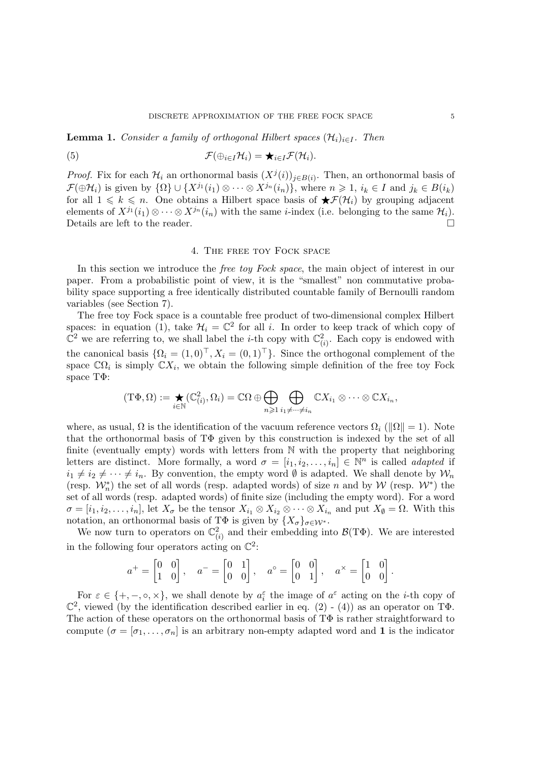**Lemma 1.** *Consider a family of orthogonal Hilbert spaces $(\mathcal{H}_i)_{i\in I}$. Then*

$$\mathcal{F}(\oplus_{i\in I}\mathcal{H}_i) = \bigstar_{i\in I}\mathcal{F}(\mathcal{H}_i). \tag{5}$$

*Proof.* Fix for each $\mathcal{H}_i$ an orthonormal basis $(X^j(i))_{j\in B(i)}$. Then, an orthonormal basis of $\mathcal{F}(\oplus \mathcal{H}_i)$ is given by $\{\Omega\} \cup \{X^{j_1}(i_1)\otimes\cdots\otimes X^{j_n}(i_n)\}$, where $n \geqslant 1$, $i_k \in I$ and $j_k \in B(i_k)$ for all $1 \leqslant k \leqslant n$. One obtains a Hilbert space basis of $\bigstar\mathcal{F}(\mathcal{H}_i)$ by grouping adjacent elements of $X^{j_1}(i_1)\otimes\cdots\otimes X^{j_n}(i_n)$ with the same $i$-index (i.e. belonging to the same $\mathcal{H}_i$). Details are left to the reader. $\square$

## 4. The free toy Fock space

In this section we introduce the *free toy Fock space*, the main object of interest in our paper. From a probabilistic point of view, it is the "smallest" non commutative probability space supporting a free identically distributed countable family of Bernoulli random variables (see Section 7).

The free toy Fock space is a countable free product of two-dimensional complex Hilbert spaces: in equation (1), take $\mathcal{H}_i = \mathbb{C}^2$ for all $i$. In order to keep track of which copy of $\mathbb{C}^2$ we are referring to, we shall label the $i$-th copy with $\mathbb{C}^2_{(i)}$. Each copy is endowed with the canonical basis $\{\Omega_i = (1,0)^\top, X_i = (0,1)^\top\}$. Since the orthogonal complement of the space $\mathbb{C}\Omega_i$ is simply $\mathbb{C}X_i$, we obtain the following simple definition of the free toy Fock space $\mathrm{T}\Phi$:

$$(\mathrm{T}\Phi, \Omega) := \bigstar_{i\in\mathbb{N}}(\mathbb{C}^2_{(i)}, \Omega_i) = \mathbb{C}\Omega \oplus \bigoplus_{n\geqslant 1}\bigoplus_{i_1\neq\cdots\neq i_n} \mathbb{C}X_{i_1}\otimes\cdots\otimes\mathbb{C}X_{i_n},$$

where, as usual, $\Omega$ is the identification of the vacuum reference vectors $\Omega_i$ ($\|\Omega\| = 1$). Note that the orthonormal basis of $\mathrm{T}\Phi$ given by this construction is indexed by the set of all finite (eventually empty) words with letters from $\mathbb{N}$ with the property that neighboring letters are distinct. More formally, a word $\sigma = [i_1, i_2, \ldots, i_n] \in \mathbb{N}^n$ is called *adapted* if $i_1 \neq i_2 \neq \cdots \neq i_n$. By convention, the empty word $\emptyset$ is adapted. We shall denote by $\mathcal{W}_n$ (resp. $\mathcal{W}^*_n$) the set of all words (resp. adapted words) of size $n$ and by $\mathcal{W}$ (resp. $\mathcal{W}^*$) the set of all words (resp. adapted words) of finite size (including the empty word). For a word $\sigma = [i_1, i_2, \ldots, i_n]$, let $X_\sigma$ be the tensor $X_{i_1}\otimes X_{i_2}\otimes\cdots\otimes X_{i_n}$ and put $X_\emptyset = \Omega$. With this notation, an orthonormal basis of $\mathrm{T}\Phi$ is given by $\{X_\sigma\}_{\sigma\in\mathcal{W}^*}$.

We now turn to operators on $\mathbb{C}^2_{(i)}$ and their embedding into $\mathcal{B}(\mathrm{T}\Phi)$. We are interested in the following four operators acting on $\mathbb{C}^2$:

$$a^+ = \begin{bmatrix} 0 & 0 \\ 1 & 0 \end{bmatrix}, \quad a^- = \begin{bmatrix} 0 & 1 \\ 0 & 0 \end{bmatrix}, \quad a^\circ = \begin{bmatrix} 0 & 0 \\ 0 & 1 \end{bmatrix}, \quad a^\times = \begin{bmatrix} 1 & 0 \\ 0 & 0 \end{bmatrix}.$$

For $\varepsilon \in \{+, -, \circ, \times\}$, we shall denote by $a_i^\varepsilon$ the image of $a^\varepsilon$ acting on the $i$-th copy of $\mathbb{C}^2$, viewed (by the identification described earlier in eq. (2) - (4)) as an operator on $\mathrm{T}\Phi$. The action of these operators on the orthonormal basis of $\mathrm{T}\Phi$ is rather straightforward to compute ($\sigma = [\sigma_1, \ldots, \sigma_n]$ is an arbitrary non-empty adapted word and $\mathbf{1}$ is the indicator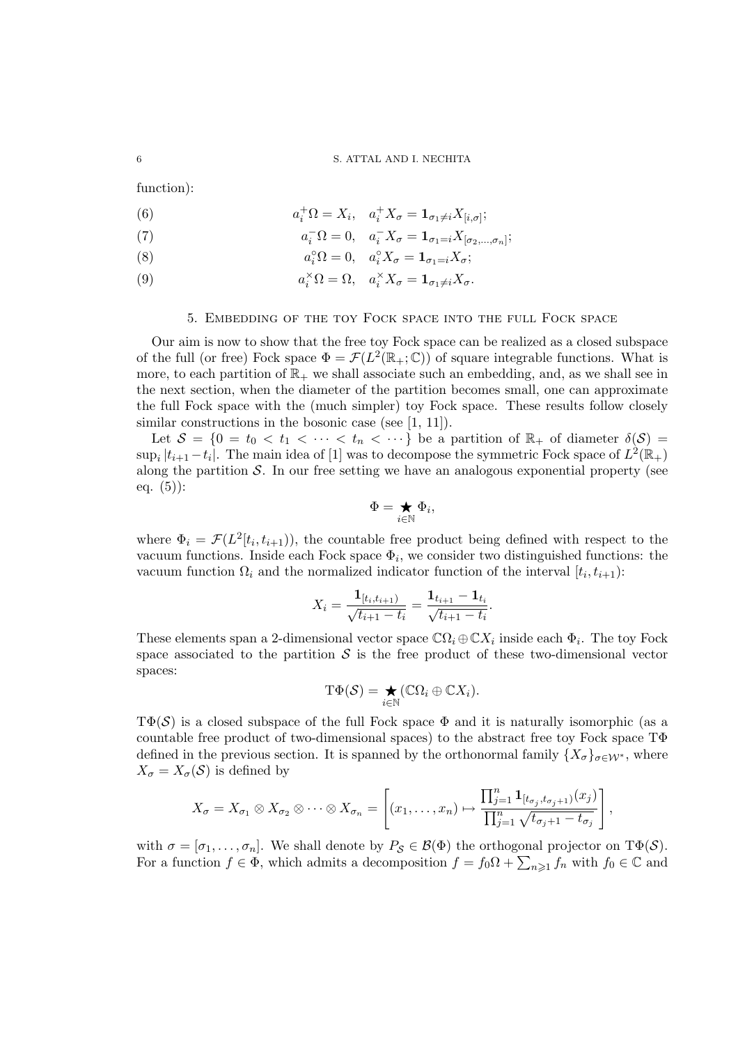function):

$$a_i^+\Omega = X_i, \quad a_i^+ X_\sigma = \mathbf{1}_{\sigma_1 \neq i} X_{[i,\sigma]}; \tag{6}$$

$$a_i^-\Omega = 0, \quad a_i^- X_\sigma = \mathbf{1}_{\sigma_1 = i} X_{[\sigma_2,\ldots,\sigma_n]}; \tag{7}$$

$$a_i^\circ\Omega = 0, \quad a_i^\circ X_\sigma = \mathbf{1}_{\sigma_1 = i} X_\sigma; \tag{8}$$

$$a_i^\times\Omega = \Omega, \quad a_i^\times X_\sigma = \mathbf{1}_{\sigma_1 \neq i} X_\sigma. \tag{9}$$

## 5. Embedding of the toy Fock space into the full Fock space

Our aim is now to show that the free toy Fock space can be realized as a closed subspace of the full (or free) Fock space $\Phi = \mathcal{F}(L^2(\mathbb{R}_+;\mathbb{C}))$ of square integrable functions. What is more, to each partition of $\mathbb{R}_+$ we shall associate such an embedding, and, as we shall see in the next section, when the diameter of the partition becomes small, one can approximate the full Fock space with the (much simpler) toy Fock space. These results follow closely similar constructions in the bosonic case (see [1, 11]).

Let $\mathcal{S} = \{0 = t_0 < t_1 < \cdots < t_n < \cdots\}$ be a partition of $\mathbb{R}_+$ of diameter $\delta(\mathcal{S}) = \sup_i |t_{i+1} - t_i|$. The main idea of [1] was to decompose the symmetric Fock space of $L^2(\mathbb{R}_+)$ along the partition $\mathcal{S}$. In our free setting we have an analogous exponential property (see eq. (5)):

$$\Phi = \mathop{\bigstar}_{i\in\mathbb{N}} \Phi_i,$$

where $\Phi_i = \mathcal{F}(L^2[t_i, t_{i+1}))$, the countable free product being defined with respect to the vacuum functions. Inside each Fock space $\Phi_i$, we consider two distinguished functions: the vacuum function $\Omega_i$ and the normalized indicator function of the interval $[t_i, t_{i+1})$:

$$X_i = \frac{\mathbf{1}_{[t_i,t_{i+1})}}{\sqrt{t_{i+1} - t_i}} = \frac{\mathbf{1}_{t_{i+1}} - \mathbf{1}_{t_i}}{\sqrt{t_{i+1} - t_i}}.$$

These elements span a 2-dimensional vector space $\mathbb{C}\Omega_i \oplus \mathbb{C}X_i$ inside each $\Phi_i$. The toy Fock space associated to the partition $\mathcal{S}$ is the free product of these two-dimensional vector spaces:

$$\mathrm{T}\Phi(\mathcal{S}) = \mathop{\bigstar}_{i\in\mathbb{N}} (\mathbb{C}\Omega_i \oplus \mathbb{C}X_i).$$

$\mathrm{T}\Phi(\mathcal{S})$ is a closed subspace of the full Fock space $\Phi$ and it is naturally isomorphic (as a countable free product of two-dimensional spaces) to the abstract free toy Fock space $\mathrm{T}\Phi$ defined in the previous section. It is spanned by the orthonormal family $\{X_\sigma\}_{\sigma\in\mathcal{W}^*}$, where $X_\sigma = X_\sigma(\mathcal{S})$ is defined by

$$X_\sigma = X_{\sigma_1} \otimes X_{\sigma_2} \otimes \cdots \otimes X_{\sigma_n} = \left[ (x_1, \ldots, x_n) \mapsto \frac{\prod_{j=1}^n \mathbf{1}_{[t_{\sigma_j}, t_{\sigma_j+1})}(x_j)}{\prod_{j=1}^n \sqrt{t_{\sigma_j+1} - t_{\sigma_j}}} \right],$$

with $\sigma = [\sigma_1, \ldots, \sigma_n]$. We shall denote by $P_\mathcal{S} \in \mathcal{B}(\Phi)$ the orthogonal projector on $\mathrm{T}\Phi(\mathcal{S})$. For a function $f \in \Phi$, which admits a decomposition $f = f_0\Omega + \sum_{n\geqslant 1} f_n$ with $f_0 \in \mathbb{C}$ and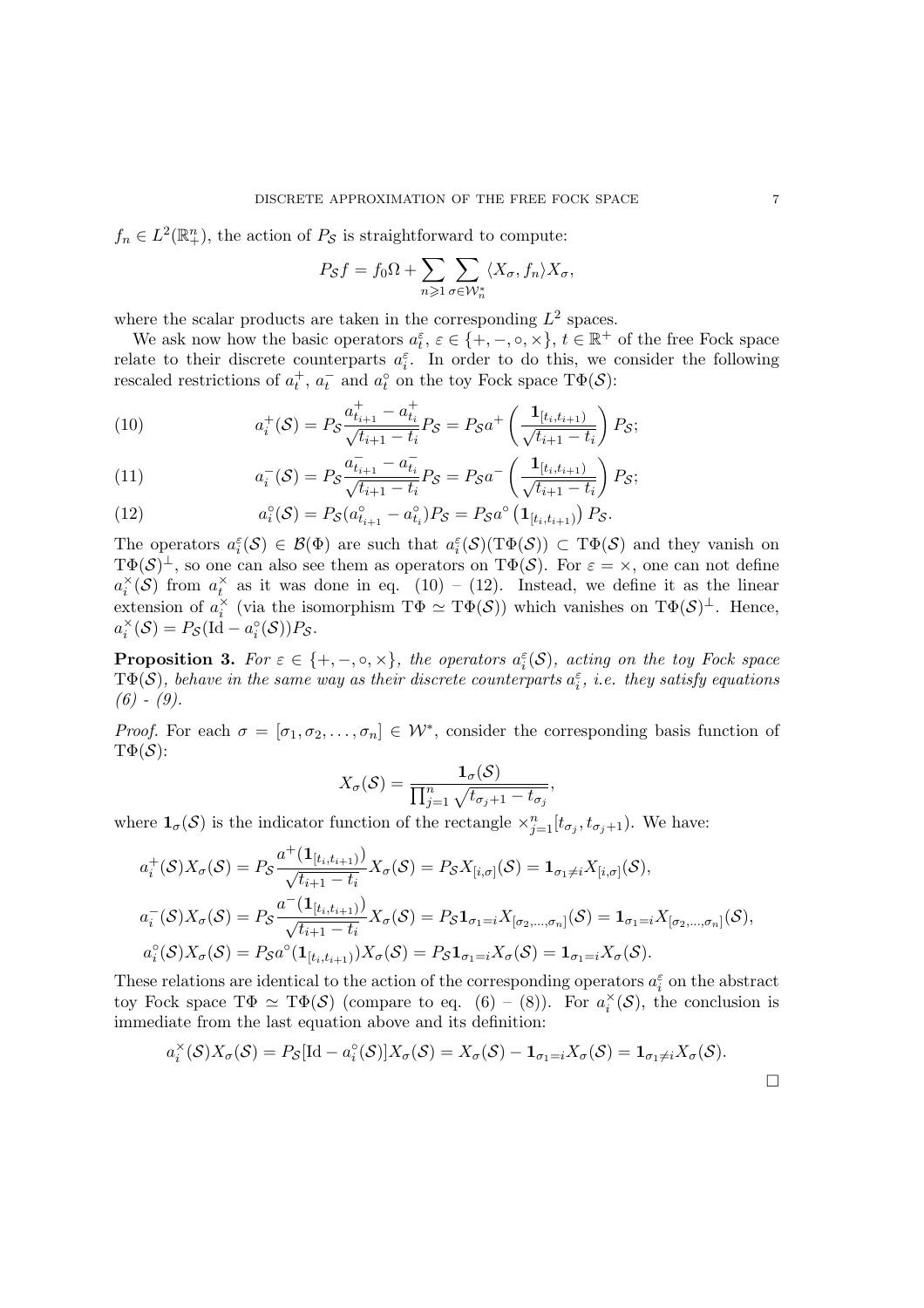$f_n \in L^2(\mathbb{R}_+^n)$, the action of $P_{\mathcal{S}}$ is straightforward to compute:

$$P_{\mathcal{S}} f = f_0 \Omega + \sum_{n \geqslant 1} \sum_{\sigma \in \mathcal{W}_n^*} \langle X_\sigma, f_n \rangle X_\sigma,$$

where the scalar products are taken in the corresponding $L^2$ spaces.

We ask now how the basic operators $a_t^\varepsilon$, $\varepsilon \in \{+, -, \circ, \times\}$, $t \in \mathbb{R}^+$ of the free Fock space relate to their discrete counterparts $a_i^\varepsilon$. In order to do this, we consider the following rescaled restrictions of $a_t^+$, $a_t^-$ and $a_t^\circ$ on the toy Fock space $\mathrm{T}\Phi(\mathcal{S})$:

$$a_i^+(\mathcal{S}) = P_{\mathcal{S}} \frac{a_{t_{i+1}}^+ - a_{t_i}^+}{\sqrt{t_{i+1} - t_i}} P_{\mathcal{S}} = P_{\mathcal{S}} a^+ \left( \frac{\mathbf{1}_{[t_i, t_{i+1})}}{\sqrt{t_{i+1} - t_i}} \right) P_{\mathcal{S}}; \tag{10}$$

$$a_i^-(\mathcal{S}) = P_{\mathcal{S}} \frac{a_{t_{i+1}}^- - a_{t_i}^-}{\sqrt{t_{i+1} - t_i}} P_{\mathcal{S}} = P_{\mathcal{S}} a^- \left( \frac{\mathbf{1}_{[t_i, t_{i+1})}}{\sqrt{t_{i+1} - t_i}} \right) P_{\mathcal{S}}; \tag{11}$$

$$a_i^\circ(\mathcal{S}) = P_{\mathcal{S}} (a_{t_{i+1}}^\circ - a_{t_i}^\circ) P_{\mathcal{S}} = P_{\mathcal{S}} a^\circ \left( \mathbf{1}_{[t_i, t_{i+1})} \right) P_{\mathcal{S}}. \tag{12}$$

The operators $a_i^\varepsilon(\mathcal{S}) \in \mathcal{B}(\Phi)$ are such that $a_i^\varepsilon(\mathcal{S})(\mathrm{T}\Phi(\mathcal{S})) \subset \mathrm{T}\Phi(\mathcal{S})$ and they vanish on $\mathrm{T}\Phi(\mathcal{S})^\perp$, so one can also see them as operators on $\mathrm{T}\Phi(\mathcal{S})$. For $\varepsilon = \times$, one can not define $a_i^\times(\mathcal{S})$ from $a_t^\times$ as it was done in eq. (10) – (12). Instead, we define it as the linear extension of $a_i^\times$ (via the isomorphism $\mathrm{T}\Phi \simeq \mathrm{T}\Phi(\mathcal{S})$) which vanishes on $\mathrm{T}\Phi(\mathcal{S})^\perp$. Hence, $a_i^\times(\mathcal{S}) = P_{\mathcal{S}}(\mathrm{Id} - a_i^\circ(\mathcal{S}))P_{\mathcal{S}}$.

**Proposition 3.** *For $\varepsilon \in \{+, -, \circ, \times\}$, the operators $a_i^\varepsilon(\mathcal{S})$, acting on the toy Fock space $\mathrm{T}\Phi(\mathcal{S})$, behave in the same way as their discrete counterparts $a_i^\varepsilon$, i.e. they satisfy equations (6) - (9).*

*Proof.* For each $\sigma = [\sigma_1, \sigma_2, \ldots, \sigma_n] \in \mathcal{W}^*$, consider the corresponding basis function of $\mathrm{T}\Phi(\mathcal{S})$:

$$X_\sigma(\mathcal{S}) = \frac{\mathbf{1}_\sigma(\mathcal{S})}{\prod_{j=1}^n \sqrt{t_{\sigma_j+1} - t_{\sigma_j}}},$$

where $\mathbf{1}_\sigma(\mathcal{S})$ is the indicator function of the rectangle $\times_{j=1}^n [t_{\sigma_j}, t_{\sigma_j+1})$. We have:

$$a_i^+(\mathcal{S}) X_\sigma(\mathcal{S}) = P_{\mathcal{S}} \frac{a^+(\mathbf{1}_{[t_i, t_{i+1})})}{\sqrt{t_{i+1} - t_i}} X_\sigma(\mathcal{S}) = P_{\mathcal{S}} X_{[i,\sigma]}(\mathcal{S}) = \mathbf{1}_{\sigma_1 \neq i} X_{[i,\sigma]}(\mathcal{S}),$$

$$a_i^-(\mathcal{S}) X_\sigma(\mathcal{S}) = P_{\mathcal{S}} \frac{a^-(\mathbf{1}_{[t_i, t_{i+1})})}{\sqrt{t_{i+1} - t_i}} X_\sigma(\mathcal{S}) = P_{\mathcal{S}} \mathbf{1}_{\sigma_1 = i} X_{[\sigma_2, \ldots, \sigma_n]}(\mathcal{S}) = \mathbf{1}_{\sigma_1 = i} X_{[\sigma_2, \ldots, \sigma_n]}(\mathcal{S}),$$

$$a_i^\circ(\mathcal{S}) X_\sigma(\mathcal{S}) = P_{\mathcal{S}} a^\circ(\mathbf{1}_{[t_i, t_{i+1})}) X_\sigma(\mathcal{S}) = P_{\mathcal{S}} \mathbf{1}_{\sigma_1 = i} X_\sigma(\mathcal{S}) = \mathbf{1}_{\sigma_1 = i} X_\sigma(\mathcal{S}).$$

These relations are identical to the action of the corresponding operators $a_i^\varepsilon$ on the abstract toy Fock space $\mathrm{T}\Phi \simeq \mathrm{T}\Phi(\mathcal{S})$ (compare to eq. (6) – (8)). For $a_i^\times(\mathcal{S})$, the conclusion is immediate from the last equation above and its definition:

$$a_i^\times(\mathcal{S}) X_\sigma(\mathcal{S}) = P_{\mathcal{S}}[\mathrm{Id} - a_i^\circ(\mathcal{S})] X_\sigma(\mathcal{S}) = X_\sigma(\mathcal{S}) - \mathbf{1}_{\sigma_1 = i} X_\sigma(\mathcal{S}) = \mathbf{1}_{\sigma_1 \neq i} X_\sigma(\mathcal{S}).$$

□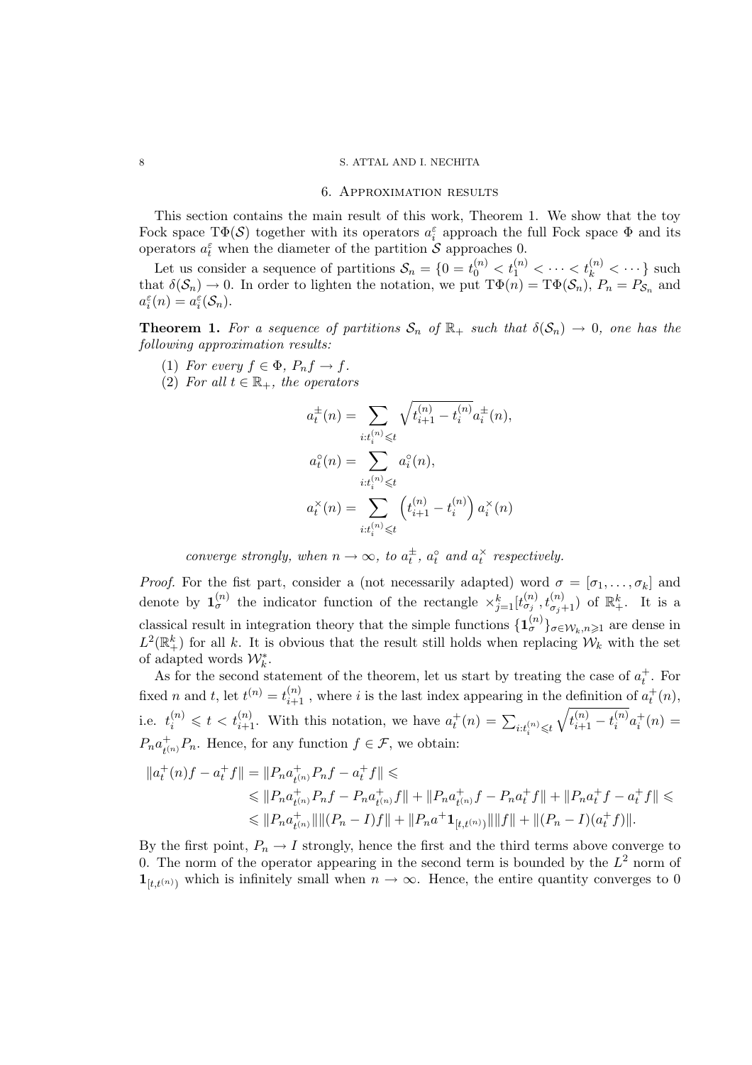## 6. Approximation results

This section contains the main result of this work, Theorem 1. We show that the toy Fock space $\mathrm{T}\Phi(\mathcal{S})$ together with its operators $a_i^\varepsilon$ approach the full Fock space $\Phi$ and its operators $a_t^\varepsilon$ when the diameter of the partition $\mathcal{S}$ approaches 0.

Let us consider a sequence of partitions $\mathcal{S}_n = \{0 = t_0^{(n)} < t_1^{(n)} < \cdots < t_k^{(n)} < \cdots\}$ such that $\delta(\mathcal{S}_n) \to 0$. In order to lighten the notation, we put $\mathrm{T}\Phi(n) = \mathrm{T}\Phi(\mathcal{S}_n)$, $P_n = P_{\mathcal{S}_n}$ and $a_i^\varepsilon(n) = a_i^\varepsilon(\mathcal{S}_n)$.

**Theorem 1.** *For a sequence of partitions $\mathcal{S}_n$ of $\mathbb{R}_+$ such that $\delta(\mathcal{S}_n) \to 0$, one has the following approximation results:*

1. *For every $f \in \Phi$, $P_n f \to f$.*
2. *For all $t \in \mathbb{R}_+$, the operators*

$$a_t^\pm(n) = \sum_{i:t_i^{(n)} \leqslant t} \sqrt{t_{i+1}^{(n)} - t_i^{(n)}}\, a_i^\pm(n),$$

$$a_t^\circ(n) = \sum_{i:t_i^{(n)} \leqslant t} a_i^\circ(n),$$

$$a_t^\times(n) = \sum_{i:t_i^{(n)} \leqslant t} \left(t_{i+1}^{(n)} - t_i^{(n)}\right) a_i^\times(n)$$

*converge strongly, when $n \to \infty$, to $a_t^\pm$, $a_t^\circ$ and $a_t^\times$ respectively.*

*Proof.* For the fist part, consider a (not necessarily adapted) word $\sigma = [\sigma_1, \ldots, \sigma_k]$ and denote by $\mathbf{1}_\sigma^{(n)}$ the indicator function of the rectangle $\times_{j=1}^k [t_{\sigma_j}^{(n)}, t_{\sigma_j+1}^{(n)})$ of $\mathbb{R}_+^k$. It is a classical result in integration theory that the simple functions $\{\mathbf{1}_\sigma^{(n)}\}_{\sigma \in \mathcal{W}_k, n \geqslant 1}$ are dense in $L^2(\mathbb{R}_+^k)$ for all $k$. It is obvious that the result still holds when replacing $\mathcal{W}_k$ with the set of adapted words $\mathcal{W}_k^*$.

As for the second statement of the theorem, let us start by treating the case of $a_t^+$. For fixed $n$ and $t$, let $t^{(n)} = t_{i+1}^{(n)}$ , where $i$ is the last index appearing in the definition of $a_t^+(n)$, i.e. $t_i^{(n)} \leqslant t < t_{i+1}^{(n)}$. With this notation, we have $a_t^+(n) = \sum_{i:t_i^{(n)} \leqslant t} \sqrt{t_{i+1}^{(n)} - t_i^{(n)}}\, a_i^+(n) = P_n a_{t^{(n)}}^+ P_n$. Hence, for any function $f \in \mathcal{F}$, we obtain:

$$\begin{aligned}
\|a_t^+(n)f - a_t^+ f\| &= \|P_n a_{t^{(n)}}^+ P_n f - a_t^+ f\| \leqslant \\
&\leqslant \|P_n a_{t^{(n)}}^+ P_n f - P_n a_{t^{(n)}}^+ f\| + \|P_n a_{t^{(n)}}^+ f - P_n a_t^+ f\| + \|P_n a_t^+ f - a_t^+ f\| \leqslant \\
&\leqslant \|P_n a_{t^{(n)}}^+\| \|(P_n - I)f\| + \|P_n a^+ \mathbf{1}_{[t,t^{(n)})}\| \|f\| + \|(P_n - I)(a_t^+ f)\|.
\end{aligned}$$

By the first point, $P_n \to I$ strongly, hence the first and the third terms above converge to 0. The norm of the operator appearing in the second term is bounded by the $L^2$ norm of $\mathbf{1}_{[t,t^{(n)})}$ which is infinitely small when $n \to \infty$. Hence, the entire quantity converges to 0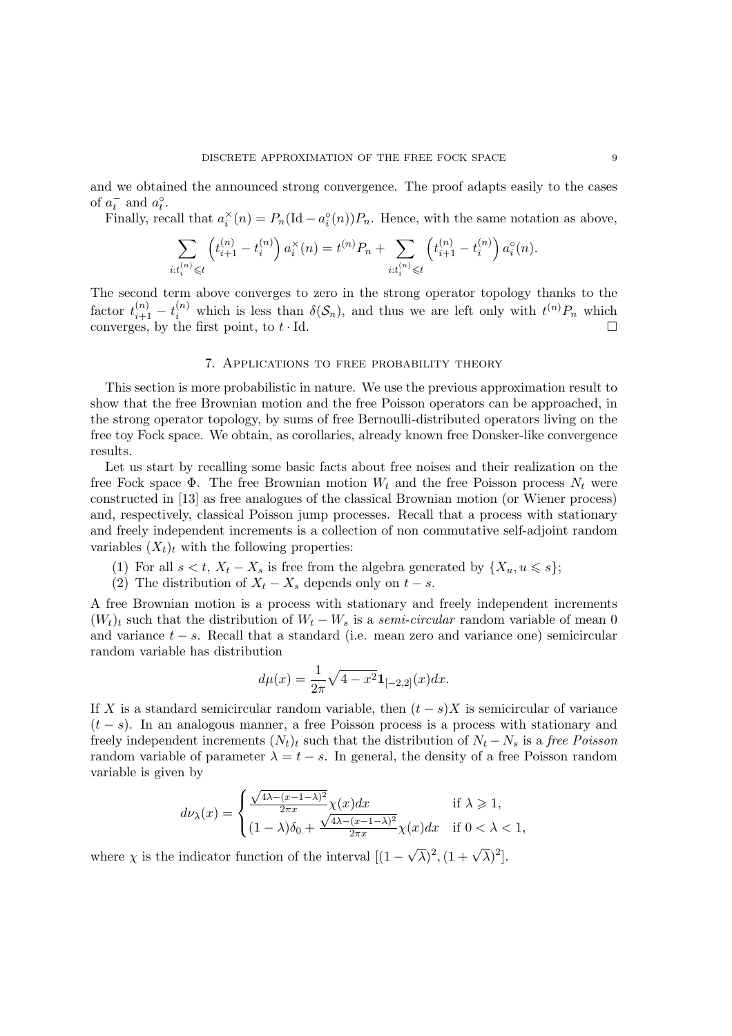and we obtained the announced strong convergence. The proof adapts easily to the cases of $a_t^-$ and $a_t^\circ$.

Finally, recall that $a_i^\times(n) = P_n(\mathrm{Id} - a_i^\circ(n))P_n$. Hence, with the same notation as above,

$$\sum_{i: t_i^{(n)} \leqslant t} \left(t_{i+1}^{(n)} - t_i^{(n)}\right) a_i^\times(n) = t^{(n)} P_n + \sum_{i: t_i^{(n)} \leqslant t} \left(t_{i+1}^{(n)} - t_i^{(n)}\right) a_i^\circ(n).$$

The second term above converges to zero in the strong operator topology thanks to the factor $t_{i+1}^{(n)} - t_i^{(n)}$ which is less than $\delta(\mathcal{S}_n)$, and thus we are left only with $t^{(n)}P_n$ which converges, by the first point, to $t \cdot \mathrm{Id}$. □

## 7. Applications to free probability theory

This section is more probabilistic in nature. We use the previous approximation result to show that the free Brownian motion and the free Poisson operators can be approached, in the strong operator topology, by sums of free Bernoulli-distributed operators living on the free toy Fock space. We obtain, as corollaries, already known free Donsker-like convergence results.

Let us start by recalling some basic facts about free noises and their realization on the free Fock space $\Phi$. The free Brownian motion $W_t$ and the free Poisson process $N_t$ were constructed in [13] as free analogues of the classical Brownian motion (or Wiener process) and, respectively, classical Poisson jump processes. Recall that a process with stationary and freely independent increments is a collection of non commutative self-adjoint random variables $(X_t)_t$ with the following properties:

1. For all $s < t$, $X_t - X_s$ is free from the algebra generated by $\{X_u, u \leqslant s\}$;
2. The distribution of $X_t - X_s$ depends only on $t - s$.

A free Brownian motion is a process with stationary and freely independent increments $(W_t)_t$ such that the distribution of $W_t - W_s$ is a *semi-circular* random variable of mean 0 and variance $t - s$. Recall that a standard (i.e. mean zero and variance one) semicircular random variable has distribution

$$d\mu(x) = \frac{1}{2\pi}\sqrt{4 - x^2}\mathbf{1}_{[-2,2]}(x)dx.$$

If $X$ is a standard semicircular random variable, then $(t - s)X$ is semicircular of variance $(t - s)$. In an analogous manner, a free Poisson process is a process with stationary and freely independent increments $(N_t)_t$ such that the distribution of $N_t - N_s$ is a *free Poisson* random variable of parameter $\lambda = t - s$. In general, the density of a free Poisson random variable is given by

$$d\nu_\lambda(x) = \begin{cases} \frac{\sqrt{4\lambda - (x-1-\lambda)^2}}{2\pi x}\chi(x)dx & \text{if } \lambda \geqslant 1, \\ (1-\lambda)\delta_0 + \frac{\sqrt{4\lambda - (x-1-\lambda)^2}}{2\pi x}\chi(x)dx & \text{if } 0 < \lambda < 1, \end{cases}$$

where $\chi$ is the indicator function of the interval $[(1-\sqrt{\lambda})^2, (1+\sqrt{\lambda})^2]$.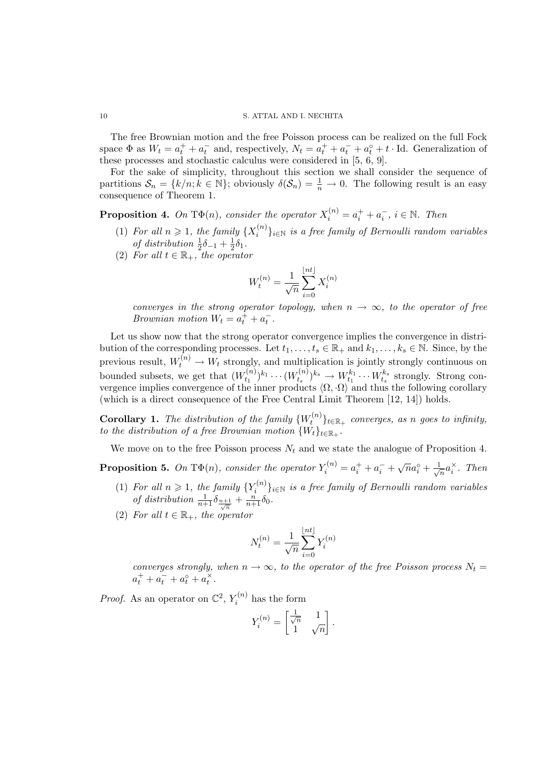The free Brownian motion and the free Poisson process can be realized on the full Fock space $\Phi$ as $W_t = a_t^+ + a_t^-$ and, respectively, $N_t = a_t^+ + a_t^- + a_t^\circ + t \cdot \mathrm{Id}$. Generalization of these processes and stochastic calculus were considered in [5, 6, 9].

For the sake of simplicity, throughout this section we shall consider the sequence of partitions $\mathcal{S}_n = \{k/n; k \in \mathbb{N}\}$; obviously $\delta(\mathcal{S}_n) = \frac{1}{n} \to 0$. The following result is an easy consequence of Theorem 1.

**Proposition 4.** *On* $\mathrm{T}\Phi(n)$*, consider the operator* $X_i^{(n)} = a_i^+ + a_i^-$*,* $i \in \mathbb{N}$*. Then*

1. *For all* $n \geqslant 1$*, the family* $\{X_i^{(n)}\}_{i \in \mathbb{N}}$ *is a free family of Bernoulli random variables of distribution* $\frac{1}{2}\delta_{-1} + \frac{1}{2}\delta_1$*.*
2. *For all* $t \in \mathbb{R}_+$*, the operator*

$$W_t^{(n)} = \frac{1}{\sqrt{n}} \sum_{i=0}^{\lfloor nt \rfloor} X_i^{(n)}$$

*converges in the strong operator topology, when* $n \to \infty$*, to the operator of free Brownian motion* $W_t = a_t^+ + a_t^-$*.*

Let us show now that the strong operator convergence implies the convergence in distribution of the corresponding processes. Let $t_1, \ldots, t_s \in \mathbb{R}_+$ and $k_1, \ldots, k_s \in \mathbb{N}$. Since, by the previous result, $W_t^{(n)} \to W_t$ strongly, and multiplication is jointly strongly continuous on bounded subsets, we get that $(W_{t_1}^{(n)})^{k_1} \cdots (W_{t_s}^{(n)})^{k_s} \to W_{t_1}^{k_1} \cdots W_{t_s}^{k_s}$ strongly. Strong convergence implies convergence of the inner products $\langle \Omega, \cdot \Omega \rangle$ and thus the following corollary (which is a direct consequence of the Free Central Limit Theorem [12, 14]) holds.

**Corollary 1.** *The distribution of the family* $\{W_t^{(n)}\}_{t \in \mathbb{R}_+}$ *converges, as n goes to infinity, to the distribution of a free Brownian motion* $\{W_t\}_{t \in \mathbb{R}_+}$*.*

We move on to the free Poisson process $N_t$ and we state the analogue of Proposition 4.

**Proposition 5.** *On* $\mathrm{T}\Phi(n)$*, consider the operator* $Y_i^{(n)} = a_i^+ + a_i^- + \sqrt{n} a_i^\circ + \frac{1}{\sqrt{n}} a_i^\times$*. Then*

1. *For all* $n \geqslant 1$*, the family* $\{Y_i^{(n)}\}_{i \in \mathbb{N}}$ *is a free family of Bernoulli random variables of distribution* $\frac{1}{n+1}\delta_{\frac{n+1}{\sqrt{n}}} + \frac{n}{n+1}\delta_0$*.*
2. *For all* $t \in \mathbb{R}_+$*, the operator*

$$N_t^{(n)} = \frac{1}{\sqrt{n}} \sum_{i=0}^{\lfloor nt \rfloor} Y_i^{(n)}$$

*converges strongly, when* $n \to \infty$*, to the operator of the free Poisson process* $N_t = a_t^+ + a_t^- + a_t^\circ + a_t^\times$*.*

*Proof.* As an operator on $\mathbb{C}^2$, $Y_i^{(n)}$ has the form

$$Y_i^{(n)} = \begin{bmatrix} \frac{1}{\sqrt{n}} & 1 \\ 1 & \sqrt{n} \end{bmatrix}.$$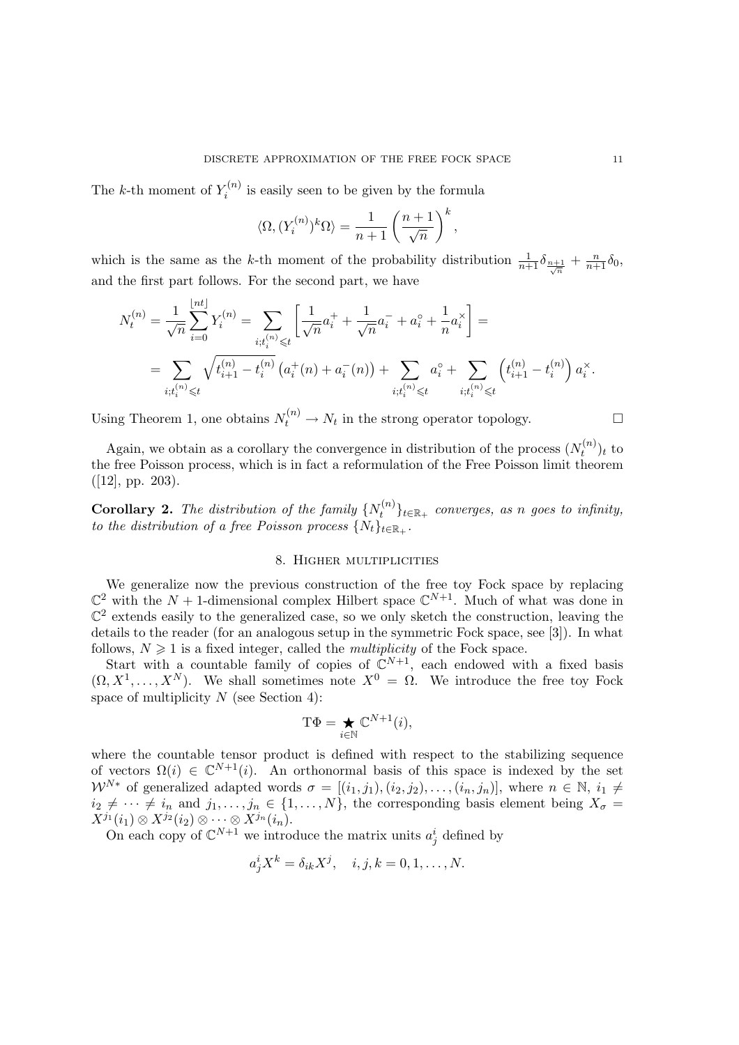The $k$-th moment of $Y_i^{(n)}$ is easily seen to be given by the formula

$$\langle \Omega, (Y_i^{(n)})^k \Omega \rangle = \frac{1}{n+1} \left( \frac{n+1}{\sqrt{n}} \right)^k,$$

which is the same as the $k$-th moment of the probability distribution $\frac{1}{n+1}\delta_{\frac{n+1}{\sqrt{n}}} + \frac{n}{n+1}\delta_0$, and the first part follows. For the second part, we have

$$\begin{aligned}
N_t^{(n)} &= \frac{1}{\sqrt{n}} \sum_{i=0}^{\lfloor nt \rfloor} Y_i^{(n)} = \sum_{i; t_i^{(n)} \leqslant t} \left[ \frac{1}{\sqrt{n}} a_i^+ + \frac{1}{\sqrt{n}} a_i^- + a_i^\circ + \frac{1}{n} a_i^\times \right] = \\
&= \sum_{i; t_i^{(n)} \leqslant t} \sqrt{t_{i+1}^{(n)} - t_i^{(n)}} \left( a_i^+(n) + a_i^-(n) \right) + \sum_{i; t_i^{(n)} \leqslant t} a_i^\circ + \sum_{i; t_i^{(n)} \leqslant t} \left( t_{i+1}^{(n)} - t_i^{(n)} \right) a_i^\times .
\end{aligned}$$

Using Theorem 1, one obtains $N_t^{(n)} \to N_t$ in the strong operator topology. $\square$

Again, we obtain as a corollary the convergence in distribution of the process $(N_t^{(n)})_t$ to the free Poisson process, which is in fact a reformulation of the Free Poisson limit theorem ([12], pp. 203).

**Corollary 2.** *The distribution of the family $\{N_t^{(n)}\}_{t \in \mathbb{R}_+}$ converges, as $n$ goes to infinity, to the distribution of a free Poisson process $\{N_t\}_{t \in \mathbb{R}_+}$.*

## 8. Higher multiplicities

We generalize now the previous construction of the free toy Fock space by replacing $\mathbb{C}^2$ with the $N+1$-dimensional complex Hilbert space $\mathbb{C}^{N+1}$. Much of what was done in $\mathbb{C}^2$ extends easily to the generalized case, so we only sketch the construction, leaving the details to the reader (for an analogous setup in the symmetric Fock space, see [3]). In what follows, $N \geqslant 1$ is a fixed integer, called the *multiplicity* of the Fock space.

Start with a countable family of copies of $\mathbb{C}^{N+1}$, each endowed with a fixed basis $(\Omega, X^1, \ldots, X^N)$. We shall sometimes note $X^0 = \Omega$. We introduce the free toy Fock space of multiplicity $N$ (see Section 4):

$$\mathrm{T}\Phi = \mathop{\bigstar}_{i \in \mathbb{N}} \mathbb{C}^{N+1}(i),$$

where the countable tensor product is defined with respect to the stabilizing sequence of vectors $\Omega(i) \in \mathbb{C}^{N+1}(i)$. An orthonormal basis of this space is indexed by the set $\mathcal{W}^{N*}$ of generalized adapted words $\sigma = [(i_1, j_1), (i_2, j_2), \ldots, (i_n, j_n)]$, where $n \in \mathbb{N}$, $i_1 \neq i_2 \neq \cdots \neq i_n$ and $j_1, \ldots, j_n \in \{1, \ldots, N\}$, the corresponding basis element being $X_\sigma = X^{j_1}(i_1) \otimes X^{j_2}(i_2) \otimes \cdots \otimes X^{j_n}(i_n)$.

On each copy of $\mathbb{C}^{N+1}$ we introduce the matrix units $a_j^i$ defined by

$$a_j^i X^k = \delta_{ik} X^j, \quad i, j, k = 0, 1, \ldots, N.$$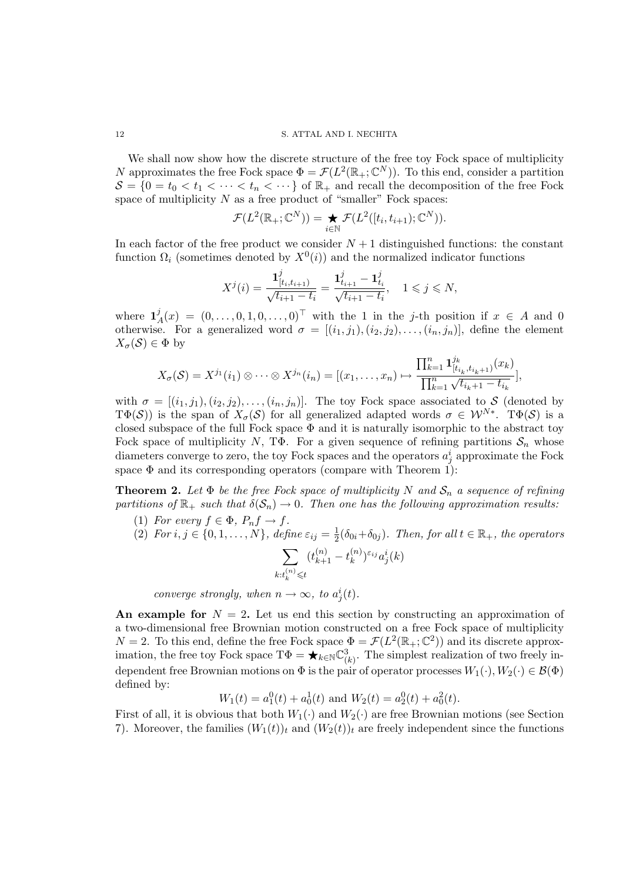We shall now show how the discrete structure of the free toy Fock space of multiplicity $N$ approximates the free Fock space $\Phi = \mathcal{F}(L^2(\mathbb{R}_+; \mathbb{C}^N))$. To this end, consider a partition $\mathcal{S} = \{0 = t_0 < t_1 < \cdots < t_n < \cdots\}$ of $\mathbb{R}_+$ and recall the decomposition of the free Fock space of multiplicity $N$ as a free product of "smaller" Fock spaces:

$$\mathcal{F}(L^2(\mathbb{R}_+; \mathbb{C}^N)) = \bigstar_{i \in \mathbb{N}} \mathcal{F}(L^2([t_i, t_{i+1}); \mathbb{C}^N)).$$

In each factor of the free product we consider $N+1$ distinguished functions: the constant function $\Omega_i$ (sometimes denoted by $X^0(i)$) and the normalized indicator functions

$$X^j(i) = \frac{\mathbf{1}^j_{[t_i, t_{i+1})}}{\sqrt{t_{i+1} - t_i}} = \frac{\mathbf{1}^j_{t_{i+1}} - \mathbf{1}^j_{t_i}}{\sqrt{t_{i+1} - t_i}}, \quad 1 \leqslant j \leqslant N,$$

where $\mathbf{1}^j_A(x) = (0, \ldots, 0, 1, 0, \ldots, 0)^\top$ with the 1 in the $j$-th position if $x \in A$ and 0 otherwise. For a generalized word $\sigma = [(i_1, j_1), (i_2, j_2), \ldots, (i_n, j_n)]$, define the element $X_\sigma(\mathcal{S}) \in \Phi$ by

$$X_\sigma(\mathcal{S}) = X^{j_1}(i_1) \otimes \cdots \otimes X^{j_n}(i_n) = [(x_1, \ldots, x_n) \mapsto \frac{\prod_{k=1}^n \mathbf{1}^{j_k}_{[t_{i_k}, t_{i_k+1})}(x_k)}{\prod_{k=1}^n \sqrt{t_{i_k+1} - t_{i_k}}}],$$

with $\sigma = [(i_1, j_1), (i_2, j_2), \ldots, (i_n, j_n)]$. The toy Fock space associated to $\mathcal{S}$ (denoted by $\mathrm{T}\Phi(\mathcal{S})$) is the span of $X_\sigma(\mathcal{S})$ for all generalized adapted words $\sigma \in \mathcal{W}^{N*}$. $\mathrm{T}\Phi(\mathcal{S})$ is a closed subspace of the full Fock space $\Phi$ and it is naturally isomorphic to the abstract toy Fock space of multiplicity $N$, $\mathrm{T}\Phi$. For a given sequence of refining partitions $\mathcal{S}_n$ whose diameters converge to zero, the toy Fock spaces and the operators $a^i_j$ approximate the Fock space $\Phi$ and its corresponding operators (compare with Theorem 1):

**Theorem 2.** *Let $\Phi$ be the free Fock space of multiplicity $N$ and $\mathcal{S}_n$ a sequence of refining partitions of $\mathbb{R}_+$ such that $\delta(\mathcal{S}_n) \to 0$. Then one has the following approximation results:*

1. *For every $f \in \Phi$, $P_n f \to f$.*
2. *For $i, j \in \{0, 1, \ldots, N\}$, define $\varepsilon_{ij} = \frac{1}{2}(\delta_{0i} + \delta_{0j})$. Then, for all $t \in \mathbb{R}_+$, the operators*
$$\sum_{k : t_k^{(n)} \leqslant t} (t^{(n)}_{k+1} - t^{(n)}_k)^{\varepsilon_{ij}} a^i_j(k)$$
*converge strongly, when $n \to \infty$, to $a^i_j(t)$.*

**An example for $N = 2$.** Let us end this section by constructing an approximation of a two-dimensional free Brownian motion constructed on a free Fock space of multiplicity $N = 2$. To this end, define the free Fock space $\Phi = \mathcal{F}(L^2(\mathbb{R}_+; \mathbb{C}^2))$ and its discrete approximation, the free toy Fock space $\mathrm{T}\Phi = \bigstar_{k \in \mathbb{N}} \mathbb{C}^3_{(k)}$. The simplest realization of two freely independent free Brownian motions on $\Phi$ is the pair of operator processes $W_1(\cdot), W_2(\cdot) \in \mathcal{B}(\Phi)$ defined by:

$$W_1(t) = a^0_1(t) + a^1_0(t) \text{ and } W_2(t) = a^0_2(t) + a^2_0(t).$$

First of all, it is obvious that both $W_1(\cdot)$ and $W_2(\cdot)$ are free Brownian motions (see Section 7). Moreover, the families $(W_1(t))_t$ and $(W_2(t))_t$ are freely independent since the functions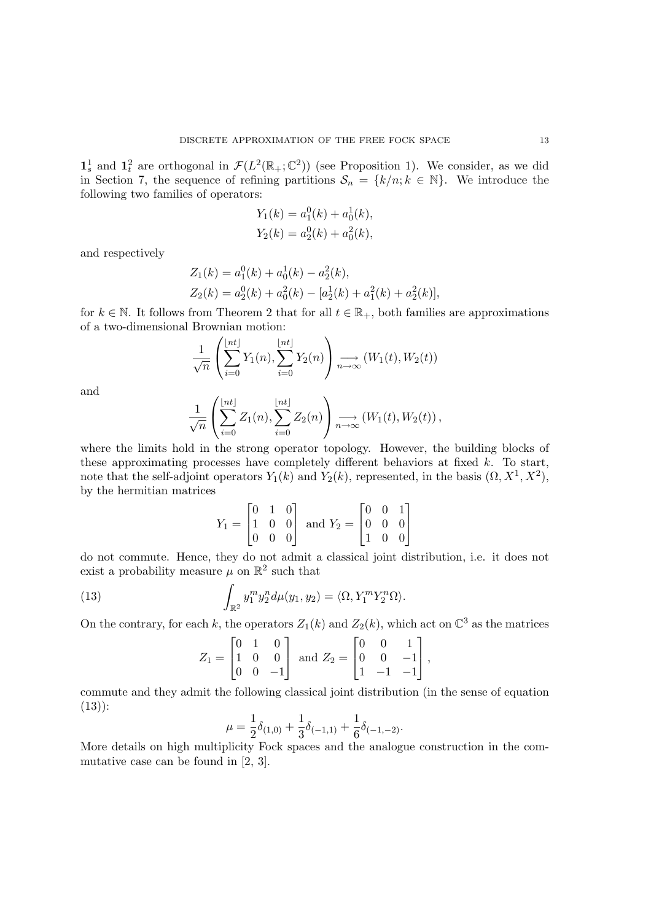$\mathbf{1}_s^1$ and $\mathbf{1}_t^2$ are orthogonal in $\mathcal{F}(L^2(\mathbb{R}_+;\mathbb{C}^2))$ (see Proposition 1). We consider, as we did in Section 7, the sequence of refining partitions $\mathcal{S}_n = \{k/n; k \in \mathbb{N}\}$. We introduce the following two families of operators:

$$Y_1(k) = a_1^0(k) + a_0^1(k),$$
$$Y_2(k) = a_2^0(k) + a_0^2(k),$$

and respectively

$$Z_1(k) = a_1^0(k) + a_0^1(k) - a_2^2(k),$$
$$Z_2(k) = a_2^0(k) + a_0^2(k) - [a_2^1(k) + a_1^2(k) + a_2^2(k)],$$

for $k \in \mathbb{N}$. It follows from Theorem 2 that for all $t \in \mathbb{R}_+$, both families are approximations of a two-dimensional Brownian motion:

$$\frac{1}{\sqrt{n}}\left(\sum_{i=0}^{\lfloor nt \rfloor} Y_1(n), \sum_{i=0}^{\lfloor nt \rfloor} Y_2(n)\right) \underset{n\to\infty}{\longrightarrow} (W_1(t), W_2(t))$$

and

$$\frac{1}{\sqrt{n}}\left(\sum_{i=0}^{\lfloor nt \rfloor} Z_1(n), \sum_{i=0}^{\lfloor nt \rfloor} Z_2(n)\right) \underset{n\to\infty}{\longrightarrow} (W_1(t), W_2(t)),$$

where the limits hold in the strong operator topology. However, the building blocks of these approximating processes have completely different behaviors at fixed $k$. To start, note that the self-adjoint operators $Y_1(k)$ and $Y_2(k)$, represented, in the basis $(\Omega, X^1, X^2)$, by the hermitian matrices

$$Y_1 = \begin{bmatrix} 0 & 1 & 0 \\ 1 & 0 & 0 \\ 0 & 0 & 0 \end{bmatrix} \text{ and } Y_2 = \begin{bmatrix} 0 & 0 & 1 \\ 0 & 0 & 0 \\ 1 & 0 & 0 \end{bmatrix}$$

do not commute. Hence, they do not admit a classical joint distribution, i.e. it does not exist a probability measure $\mu$ on $\mathbb{R}^2$ such that

$$\int_{\mathbb{R}^2} y_1^m y_2^n d\mu(y_1, y_2) = \langle \Omega, Y_1^m Y_2^n \Omega \rangle. \tag{13}$$

On the contrary, for each $k$, the operators $Z_1(k)$ and $Z_2(k)$, which act on $\mathbb{C}^3$ as the matrices

$$Z_1 = \begin{bmatrix} 0 & 1 & 0 \\ 1 & 0 & 0 \\ 0 & 0 & -1 \end{bmatrix} \text{ and } Z_2 = \begin{bmatrix} 0 & 0 & 1 \\ 0 & 0 & -1 \\ 1 & -1 & -1 \end{bmatrix},$$

commute and they admit the following classical joint distribution (in the sense of equation (13)):

$$\mu = \frac{1}{2}\delta_{(1,0)} + \frac{1}{3}\delta_{(-1,1)} + \frac{1}{6}\delta_{(-1,-2)}.$$

More details on high multiplicity Fock spaces and the analogue construction in the commutative case can be found in [2, 3].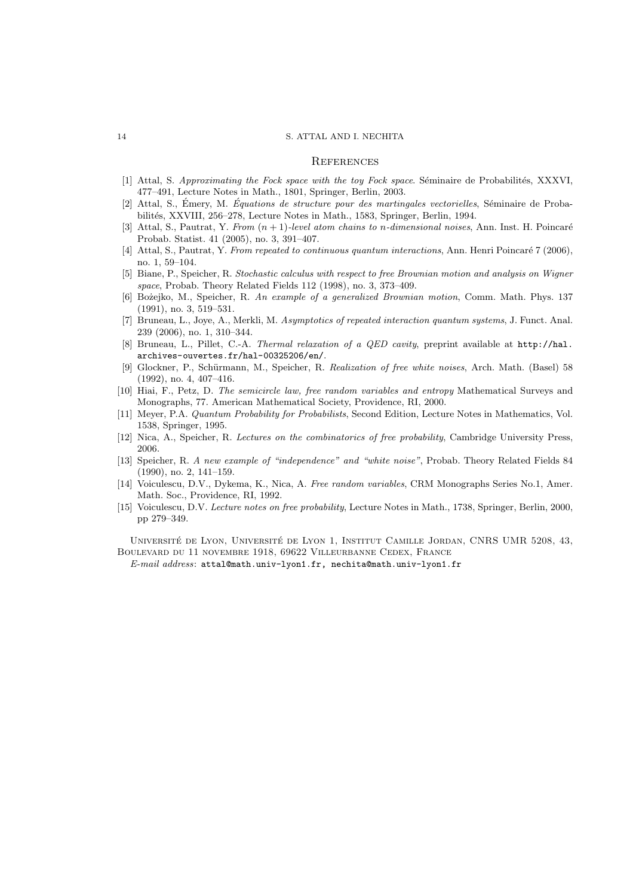## References

[1] Attal, S. *Approximating the Fock space with the toy Fock space*. Séminaire de Probabilités, XXXVI, 477–491, Lecture Notes in Math., 1801, Springer, Berlin, 2003.

[2] Attal, S., Émery, M. *Équations de structure pour des martingales vectorielles*, Séminaire de Probabilités, XXVIII, 256–278, Lecture Notes in Math., 1583, Springer, Berlin, 1994.

[3] Attal, S., Pautrat, Y. *From $(n+1)$-level atom chains to n-dimensional noises*, Ann. Inst. H. Poincaré Probab. Statist. 41 (2005), no. 3, 391–407.

[4] Attal, S., Pautrat, Y. *From repeated to continuous quantum interactions*, Ann. Henri Poincaré 7 (2006), no. 1, 59–104.

[5] Biane, P., Speicher, R. *Stochastic calculus with respect to free Brownian motion and analysis on Wigner space*, Probab. Theory Related Fields 112 (1998), no. 3, 373–409.

[6] Bożejko, M., Speicher, R. *An example of a generalized Brownian motion*, Comm. Math. Phys. 137 (1991), no. 3, 519–531.

[7] Bruneau, L., Joye, A., Merkli, M. *Asymptotics of repeated interaction quantum systems*, J. Funct. Anal. 239 (2006), no. 1, 310–344.

[8] Bruneau, L., Pillet, C.-A. *Thermal relaxation of a QED cavity*, preprint available at `http://hal.archives-ouvertes.fr/hal-00325206/en/`.

[9] Glockner, P., Schürmann, M., Speicher, R. *Realization of free white noises*, Arch. Math. (Basel) 58 (1992), no. 4, 407–416.

[10] Hiai, F., Petz, D. *The semicircle law, free random variables and entropy* Mathematical Surveys and Monographs, 77. American Mathematical Society, Providence, RI, 2000.

[11] Meyer, P.A. *Quantum Probability for Probabilists*, Second Edition, Lecture Notes in Mathematics, Vol. 1538, Springer, 1995.

[12] Nica, A., Speicher, R. *Lectures on the combinatorics of free probability*, Cambridge University Press, 2006.

[13] Speicher, R. *A new example of "independence" and "white noise"*, Probab. Theory Related Fields 84 (1990), no. 2, 141–159.

[14] Voiculescu, D.V., Dykema, K., Nica, A. *Free random variables*, CRM Monographs Series No.1, Amer. Math. Soc., Providence, RI, 1992.

[15] Voiculescu, D.V. *Lecture notes on free probability*, Lecture Notes in Math., 1738, Springer, Berlin, 2000, pp 279–349.

Université de Lyon, Université de Lyon 1, Institut Camille Jordan, CNRS UMR 5208, 43, Boulevard du 11 novembre 1918, 69622 Villeurbanne Cedex, France

*E-mail address*: `attal@math.univ-lyon1.fr, nechita@math.univ-lyon1.fr`